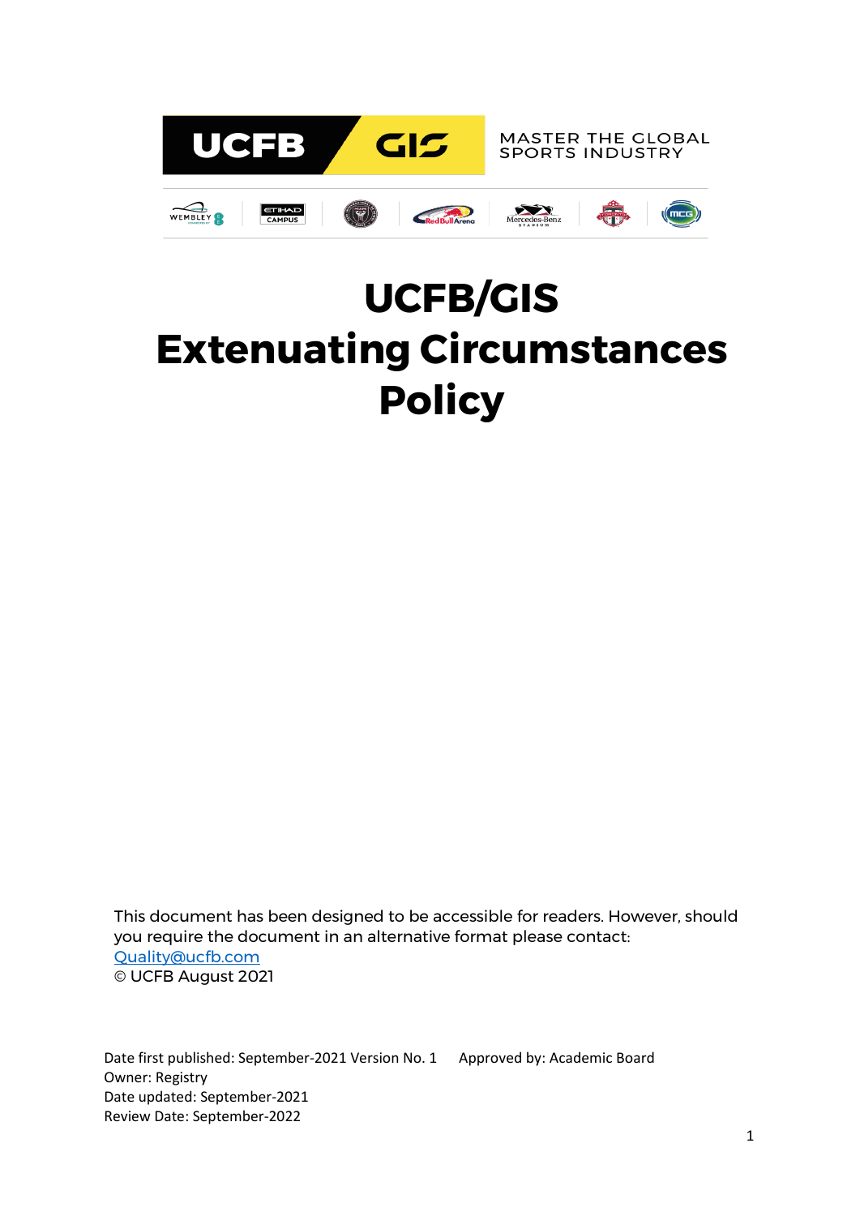# UCFB/GIS Extenuating Circumstances Policy

This document has been designed to be accessible for readers. However, should you require the document in an alternative format please contact: Quality@ucfb.com

© UCFB August 2021

Date first published: September-2021 Version No. 1 Approved by: Academic Board
Owner: Registry
Date updated: September-2021
Review Date: September-2022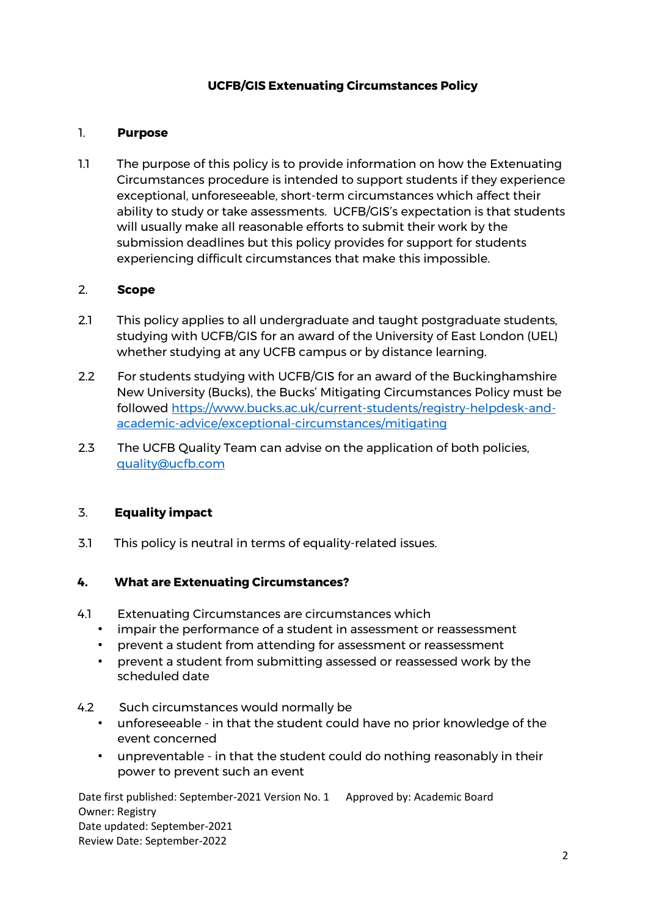# UCFB/GIS Extenuating Circumstances Policy

## 1. Purpose

1.1 The purpose of this policy is to provide information on how the Extenuating Circumstances procedure is intended to support students if they experience exceptional, unforeseeable, short-term circumstances which affect their ability to study or take assessments. UCFB/GIS's expectation is that students will usually make all reasonable efforts to submit their work by the submission deadlines but this policy provides for support for students experiencing difficult circumstances that make this impossible.

## 2. Scope

2.1 This policy applies to all undergraduate and taught postgraduate students, studying with UCFB/GIS for an award of the University of East London (UEL) whether studying at any UCFB campus or by distance learning.

2.2 For students studying with UCFB/GIS for an award of the Buckinghamshire New University (Bucks), the Bucks' Mitigating Circumstances Policy must be followed [https://www.bucks.ac.uk/current-students/registry-helpdesk-and-academic-advice/exceptional-circumstances/mitigating](https://www.bucks.ac.uk/current-students/registry-helpdesk-and-academic-advice/exceptional-circumstances/mitigating)

2.3 The UCFB Quality Team can advise on the application of both policies, [quality@ucfb.com](mailto:quality@ucfb.com)

## 3. Equality impact

3.1 This policy is neutral in terms of equality-related issues.

## 4. What are Extenuating Circumstances?

4.1 Extenuating Circumstances are circumstances which

- impair the performance of a student in assessment or reassessment
- prevent a student from attending for assessment or reassessment
- prevent a student from submitting assessed or reassessed work by the scheduled date

4.2 Such circumstances would normally be

- unforeseeable - in that the student could have no prior knowledge of the event concerned
- unpreventable - in that the student could do nothing reasonably in their power to prevent such an event

Date first published: September-2021 Version No. 1 Approved by: Academic Board
Owner: Registry
Date updated: September-2021
Review Date: September-2022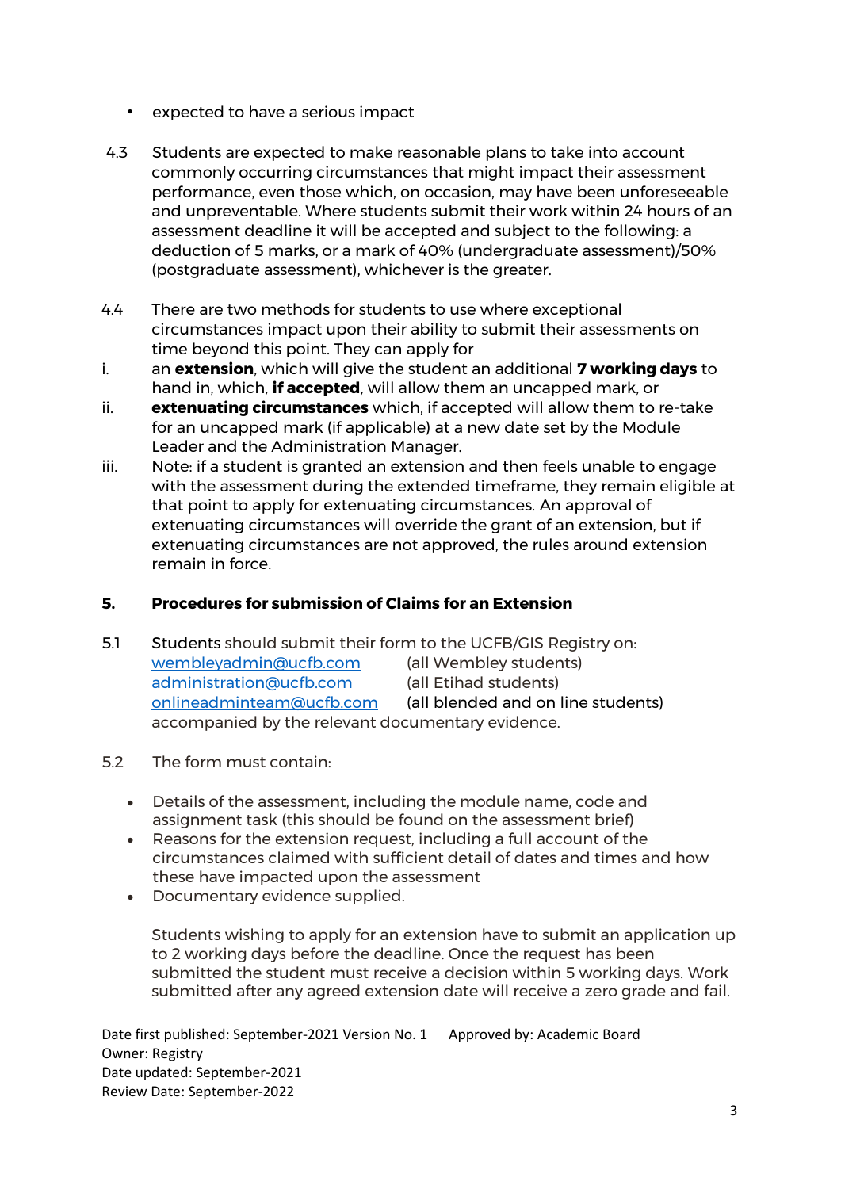- expected to have a serious impact

4.3 Students are expected to make reasonable plans to take into account commonly occurring circumstances that might impact their assessment performance, even those which, on occasion, may have been unforeseeable and unpreventable. Where students submit their work within 24 hours of an assessment deadline it will be accepted and subject to the following: a deduction of 5 marks, or a mark of 40% (undergraduate assessment)/50% (postgraduate assessment), whichever is the greater.

4.4 There are two methods for students to use where exceptional circumstances impact upon their ability to submit their assessments on time beyond this point. They can apply for

i. an **extension**, which will give the student an additional **7 working days** to hand in, which, **if accepted**, will allow them an uncapped mark, or

ii. **extenuating circumstances** which, if accepted will allow them to re-take for an uncapped mark (if applicable) at a new date set by the Module Leader and the Administration Manager.

iii. Note: if a student is granted an extension and then feels unable to engage with the assessment during the extended timeframe, they remain eligible at that point to apply for extenuating circumstances. An approval of extenuating circumstances will override the grant of an extension, but if extenuating circumstances are not approved, the rules around extension remain in force.

## 5. Procedures for submission of Claims for an Extension

5.1 Students should submit their form to the UCFB/GIS Registry on:

wembleyadmin@ucfb.com (all Wembley students)
administration@ucfb.com (all Etihad students)
onlineadminteam@ucfb.com (all blended and on line students)

accompanied by the relevant documentary evidence.

5.2 The form must contain:

- Details of the assessment, including the module name, code and assignment task (this should be found on the assessment brief)
- Reasons for the extension request, including a full account of the circumstances claimed with sufficient detail of dates and times and how these have impacted upon the assessment
- Documentary evidence supplied.

Students wishing to apply for an extension have to submit an application up to 2 working days before the deadline. Once the request has been submitted the student must receive a decision within 5 working days. Work submitted after any agreed extension date will receive a zero grade and fail.

Date first published: September-2021 Version No. 1 Approved by: Academic Board
Owner: Registry
Date updated: September-2021
Review Date: September-2022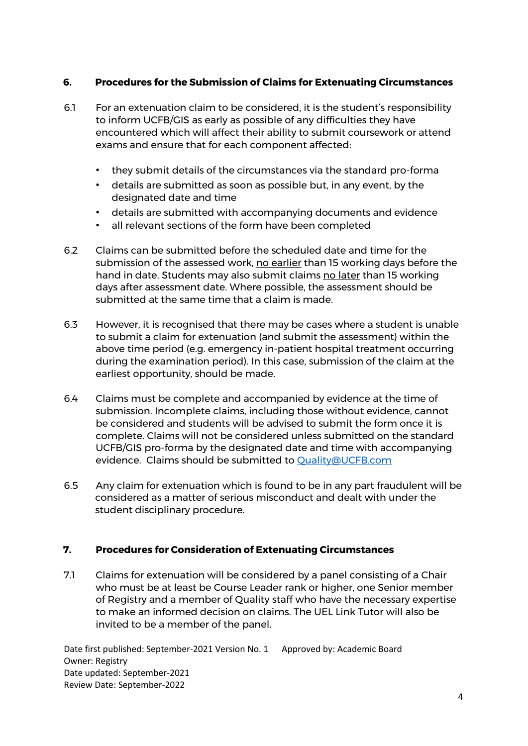## 6. Procedures for the Submission of Claims for Extenuating Circumstances

6.1 For an extenuation claim to be considered, it is the student's responsibility to inform UCFB/GIS as early as possible of any difficulties they have encountered which will affect their ability to submit coursework or attend exams and ensure that for each component affected:

- they submit details of the circumstances via the standard pro-forma
- details are submitted as soon as possible but, in any event, by the designated date and time
- details are submitted with accompanying documents and evidence
- all relevant sections of the form have been completed

6.2 Claims can be submitted before the scheduled date and time for the submission of the assessed work, <u>no earlier</u> than 15 working days before the hand in date. Students may also submit claims <u>no later</u> than 15 working days after assessment date. Where possible, the assessment should be submitted at the same time that a claim is made.

6.3 However, it is recognised that there may be cases where a student is unable to submit a claim for extenuation (and submit the assessment) within the above time period (e.g. emergency in-patient hospital treatment occurring during the examination period). In this case, submission of the claim at the earliest opportunity, should be made.

6.4 Claims must be complete and accompanied by evidence at the time of submission. Incomplete claims, including those without evidence, cannot be considered and students will be advised to submit the form once it is complete. Claims will not be considered unless submitted on the standard UCFB/GIS pro-forma by the designated date and time with accompanying evidence. Claims should be submitted to [Quality@UCFB.com](mailto:Quality@UCFB.com)

6.5 Any claim for extenuation which is found to be in any part fraudulent will be considered as a matter of serious misconduct and dealt with under the student disciplinary procedure.

## 7. Procedures for Consideration of Extenuating Circumstances

7.1 Claims for extenuation will be considered by a panel consisting of a Chair who must be at least be Course Leader rank or higher, one Senior member of Registry and a member of Quality staff who have the necessary expertise to make an informed decision on claims. The UEL Link Tutor will also be invited to be a member of the panel.

Date first published: September-2021 Version No. 1 Approved by: Academic Board
Owner: Registry
Date updated: September-2021
Review Date: September-2022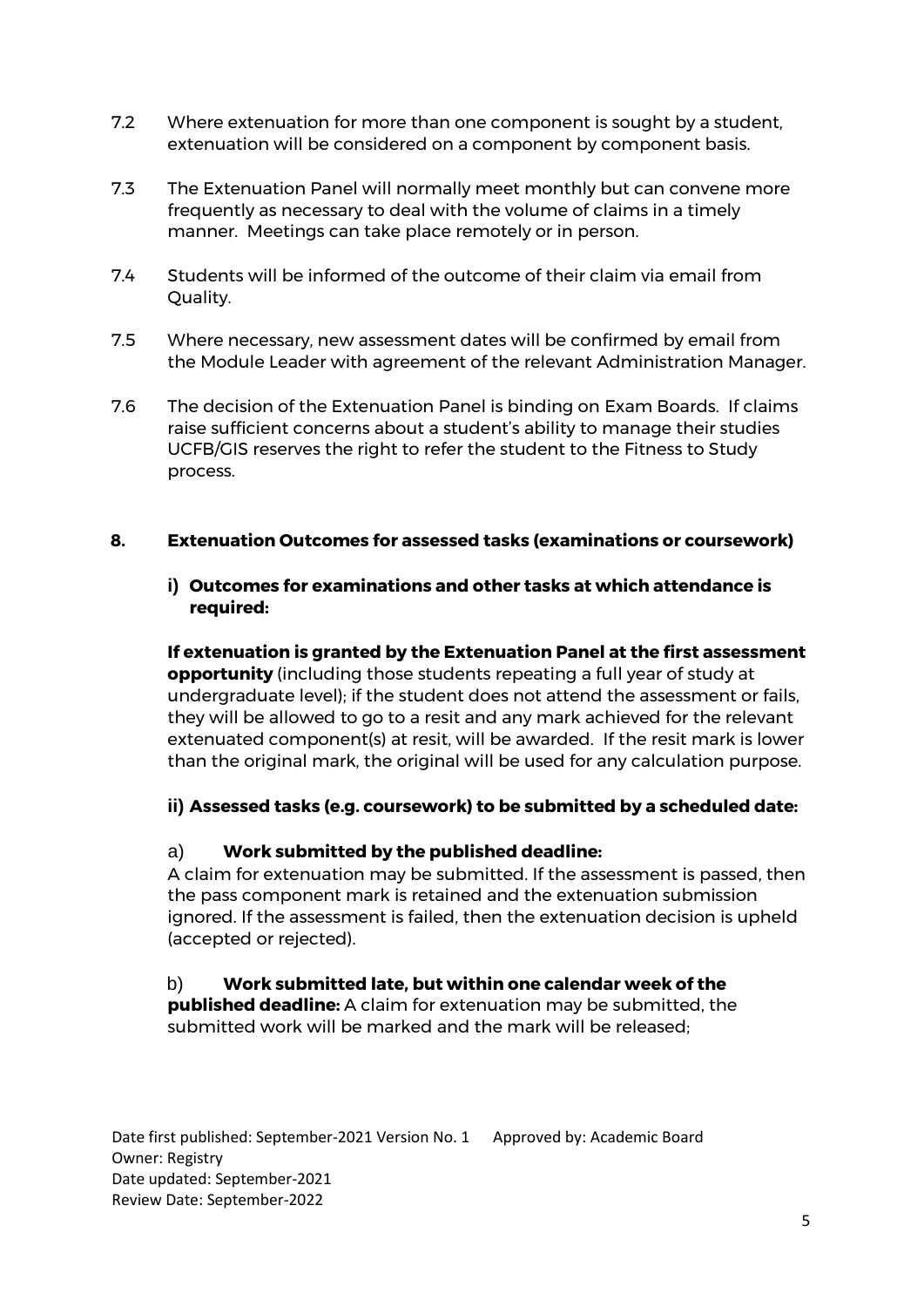7.2 Where extenuation for more than one component is sought by a student, extenuation will be considered on a component by component basis.

7.3 The Extenuation Panel will normally meet monthly but can convene more frequently as necessary to deal with the volume of claims in a timely manner. Meetings can take place remotely or in person.

7.4 Students will be informed of the outcome of their claim via email from Quality.

7.5 Where necessary, new assessment dates will be confirmed by email from the Module Leader with agreement of the relevant Administration Manager.

7.6 The decision of the Extenuation Panel is binding on Exam Boards. If claims raise sufficient concerns about a student's ability to manage their studies UCFB/GIS reserves the right to refer the student to the Fitness to Study process.

## 8. Extenuation Outcomes for assessed tasks (examinations or coursework)

### i) Outcomes for examinations and other tasks at which attendance is required:

**If extenuation is granted by the Extenuation Panel at the first assessment opportunity** (including those students repeating a full year of study at undergraduate level); if the student does not attend the assessment or fails, they will be allowed to go to a resit and any mark achieved for the relevant extenuated component(s) at resit, will be awarded. If the resit mark is lower than the original mark, the original will be used for any calculation purpose.

### ii) Assessed tasks (e.g. coursework) to be submitted by a scheduled date:

a) **Work submitted by the published deadline:**
A claim for extenuation may be submitted. If the assessment is passed, then the pass component mark is retained and the extenuation submission ignored. If the assessment is failed, then the extenuation decision is upheld (accepted or rejected).

b) **Work submitted late, but within one calendar week of the published deadline:** A claim for extenuation may be submitted, the submitted work will be marked and the mark will be released;

Date first published: September-2021 Version No. 1 Approved by: Academic Board
Owner: Registry
Date updated: September-2021
Review Date: September-2022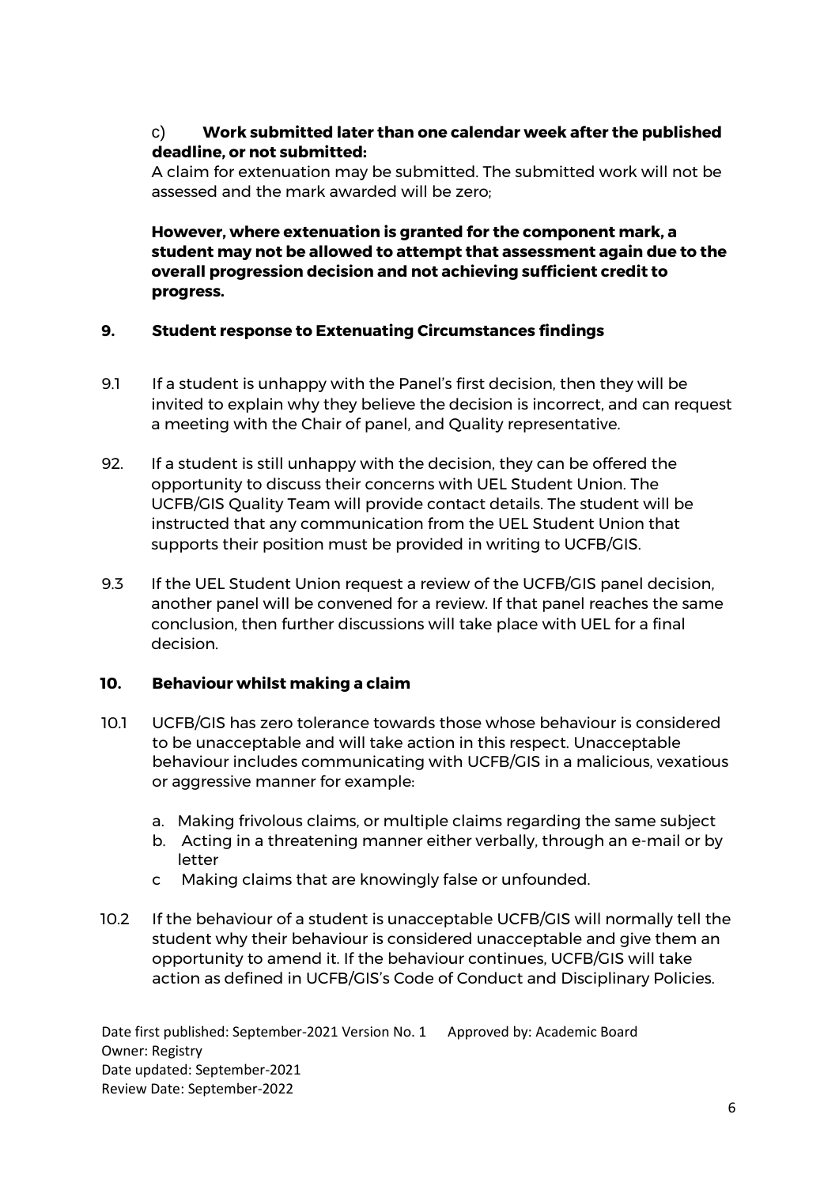c) **Work submitted later than one calendar week after the published deadline, or not submitted:**
A claim for extenuation may be submitted. The submitted work will not be assessed and the mark awarded will be zero;

**However, where extenuation is granted for the component mark, a student may not be allowed to attempt that assessment again due to the overall progression decision and not achieving sufficient credit to progress.**

## 9. Student response to Extenuating Circumstances findings

9.1 If a student is unhappy with the Panel's first decision, then they will be invited to explain why they believe the decision is incorrect, and can request a meeting with the Chair of panel, and Quality representative.

92. If a student is still unhappy with the decision, they can be offered the opportunity to discuss their concerns with UEL Student Union. The UCFB/GIS Quality Team will provide contact details. The student will be instructed that any communication from the UEL Student Union that supports their position must be provided in writing to UCFB/GIS.

9.3 If the UEL Student Union request a review of the UCFB/GIS panel decision, another panel will be convened for a review. If that panel reaches the same conclusion, then further discussions will take place with UEL for a final decision.

## 10. Behaviour whilst making a claim

10.1 UCFB/GIS has zero tolerance towards those whose behaviour is considered to be unacceptable and will take action in this respect. Unacceptable behaviour includes communicating with UCFB/GIS in a malicious, vexatious or aggressive manner for example:

a. Making frivolous claims, or multiple claims regarding the same subject
b. Acting in a threatening manner either verbally, through an e-mail or by letter
c Making claims that are knowingly false or unfounded.

10.2 If the behaviour of a student is unacceptable UCFB/GIS will normally tell the student why their behaviour is considered unacceptable and give them an opportunity to amend it. If the behaviour continues, UCFB/GIS will take action as defined in UCFB/GIS's Code of Conduct and Disciplinary Policies.

Date first published: September-2021 Version No. 1 Approved by: Academic Board
Owner: Registry
Date updated: September-2021
Review Date: September-2022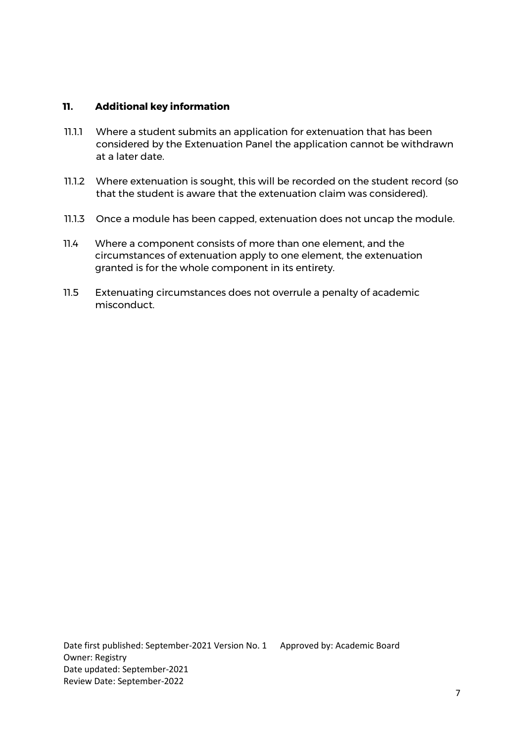## 11. Additional key information

11.1.1 Where a student submits an application for extenuation that has been considered by the Extenuation Panel the application cannot be withdrawn at a later date.

11.1.2 Where extenuation is sought, this will be recorded on the student record (so that the student is aware that the extenuation claim was considered).

11.1.3 Once a module has been capped, extenuation does not uncap the module.

11.4 Where a component consists of more than one element, and the circumstances of extenuation apply to one element, the extenuation granted is for the whole component in its entirety.

11.5 Extenuating circumstances does not overrule a penalty of academic misconduct.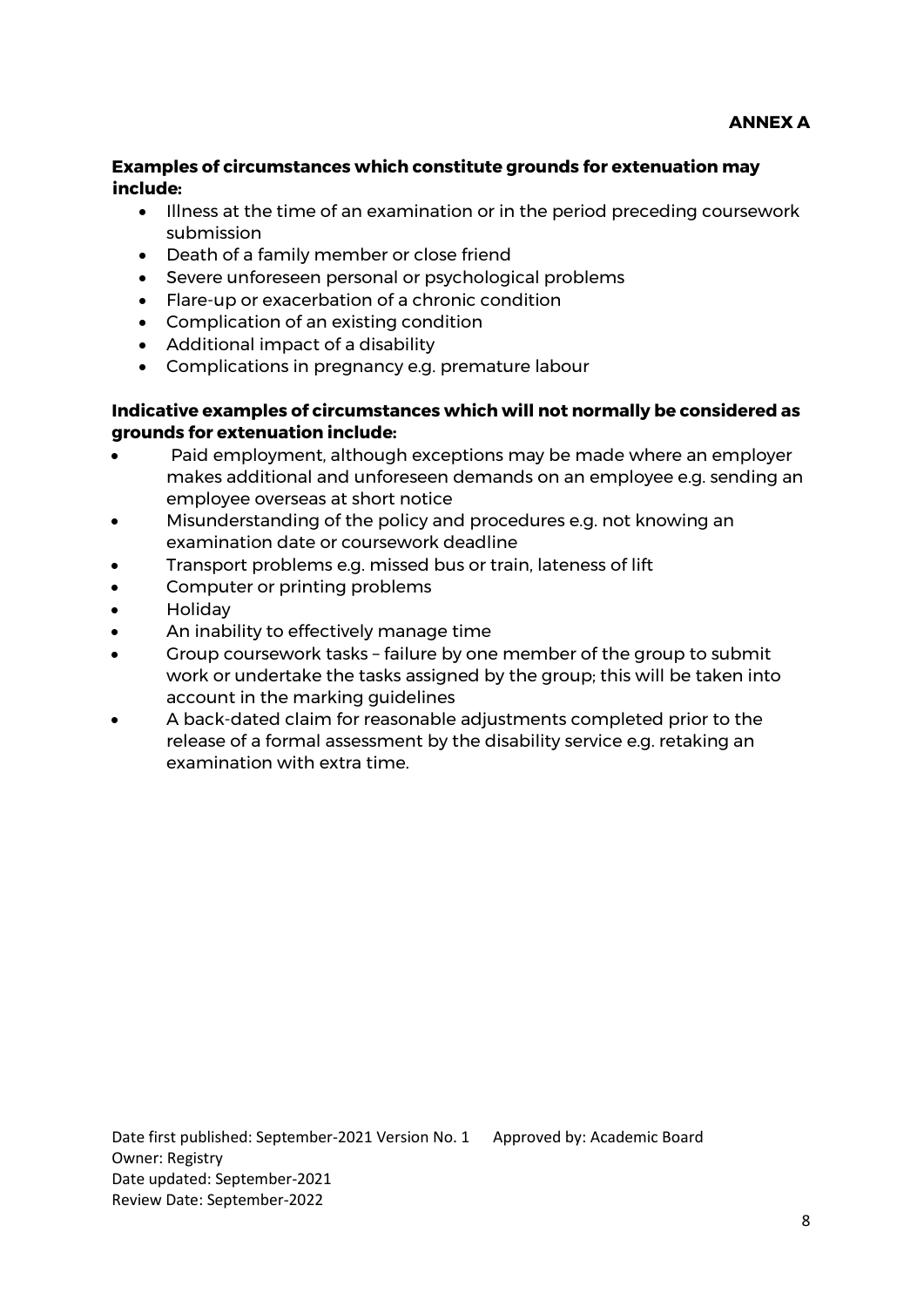**ANNEX A**

**Examples of circumstances which constitute grounds for extenuation may include:**

- Illness at the time of an examination or in the period preceding coursework submission
- Death of a family member or close friend
- Severe unforeseen personal or psychological problems
- Flare-up or exacerbation of a chronic condition
- Complication of an existing condition
- Additional impact of a disability
- Complications in pregnancy e.g. premature labour

**Indicative examples of circumstances which will not normally be considered as grounds for extenuation include:**

- Paid employment, although exceptions may be made where an employer makes additional and unforeseen demands on an employee e.g. sending an employee overseas at short notice
- Misunderstanding of the policy and procedures e.g. not knowing an examination date or coursework deadline
- Transport problems e.g. missed bus or train, lateness of lift
- Computer or printing problems
- Holiday
- An inability to effectively manage time
- Group coursework tasks – failure by one member of the group to submit work or undertake the tasks assigned by the group; this will be taken into account in the marking guidelines
- A back-dated claim for reasonable adjustments completed prior to the release of a formal assessment by the disability service e.g. retaking an examination with extra time.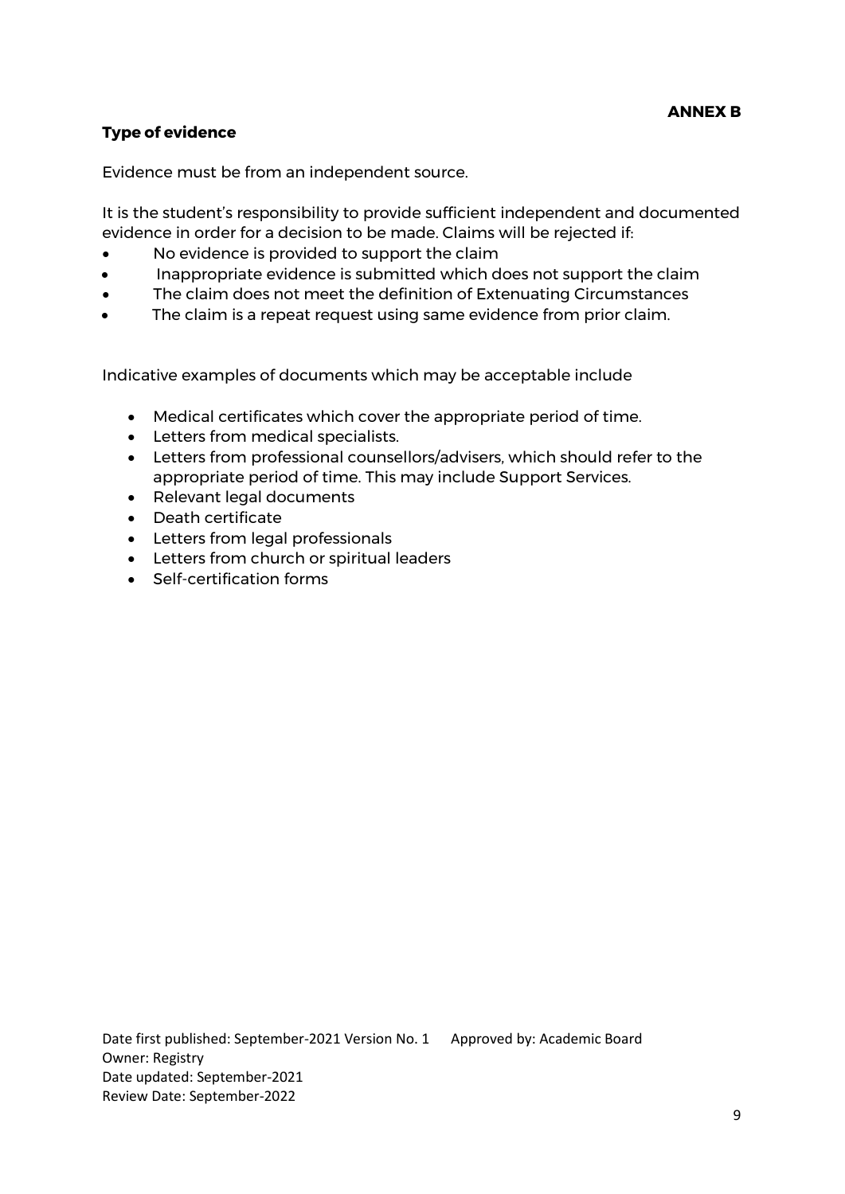**ANNEX B**

**Type of evidence**

Evidence must be from an independent source.

It is the student's responsibility to provide sufficient independent and documented evidence in order for a decision to be made. Claims will be rejected if:

- No evidence is provided to support the claim
- Inappropriate evidence is submitted which does not support the claim
- The claim does not meet the definition of Extenuating Circumstances
- The claim is a repeat request using same evidence from prior claim.

Indicative examples of documents which may be acceptable include

- Medical certificates which cover the appropriate period of time.
- Letters from medical specialists.
- Letters from professional counsellors/advisers, which should refer to the appropriate period of time. This may include Support Services.
- Relevant legal documents
- Death certificate
- Letters from legal professionals
- Letters from church or spiritual leaders
- Self-certification forms